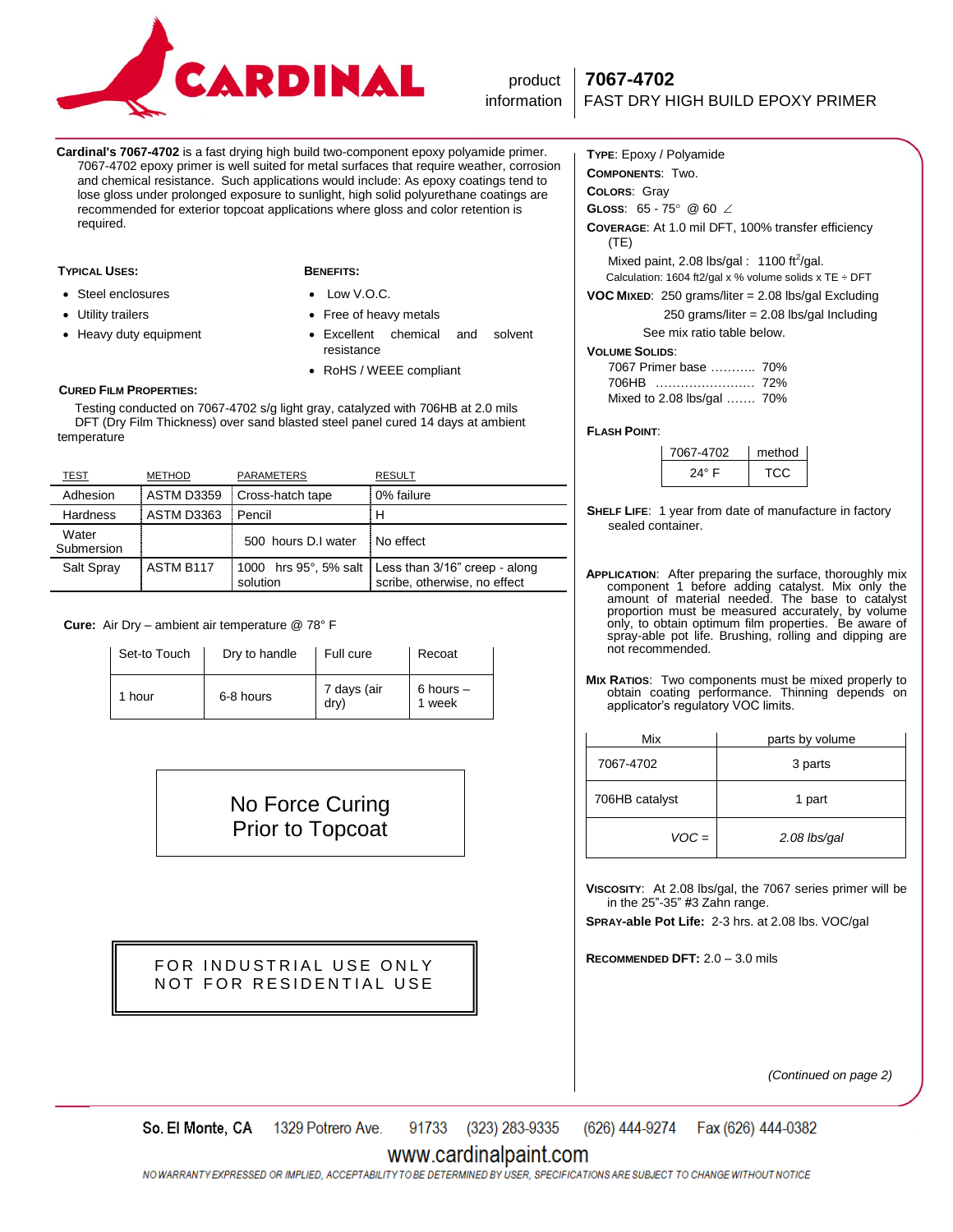# CARDINAL

product information

## 7067-4702
## FAST DRY HIGH BUILD EPOXY PRIMER

**Cardinal's 7067-4702** is a fast drying high build two-component epoxy polyamide primer. 7067-4702 epoxy primer is well suited for metal surfaces that require weather, corrosion and chemical resistance. Such applications would include: As epoxy coatings tend to lose gloss under prolonged exposure to sunlight, high solid polyurethane coatings are recommended for exterior topcoat applications where gloss and color retention is required.

### Typical Uses:

- Steel enclosures
- Utility trailers
- Heavy duty equipment

### Benefits:

- Low V.O.C.
- Free of heavy metals
- Excellent chemical and solvent resistance
- RoHS / WEEE compliant

### Cured Film Properties:

Testing conducted on 7067-4702 s/g light gray, catalyzed with 706HB at 2.0 mils DFT (Dry Film Thickness) over sand blasted steel panel cured 14 days at ambient temperature

| TEST | METHOD | PARAMETERS | RESULT |
|---|---|---|---|
| Adhesion | ASTM D3359 | Cross-hatch tape | 0% failure |
| Hardness | ASTM D3363 | Pencil | H |
| Water Submersion | | 500 hours D.I water | No effect |
| Salt Spray | ASTM B117 | 1000 hrs 95°, 5% salt solution | Less than 3/16" creep - along scribe, otherwise, no effect |

**Cure:** Air Dry – ambient air temperature @ 78° F

| Set-to Touch | Dry to handle | Full cure | Recoat |
|---|---|---|---|
| 1 hour | 6-8 hours | 7 days (air dry) | 6 hours – 1 week |

No Force Curing Prior to Topcoat

FOR INDUSTRIAL USE ONLY
NOT FOR RESIDENTIAL USE

**Type**: Epoxy / Polyamide

**Components**: Two.

**Colors**: Gray

**Gloss**: 65 - 75° @ 60 ∠

**Coverage**: At 1.0 mil DFT, 100% transfer efficiency (TE)

Mixed paint, 2.08 lbs/gal : 1100 ft$^2$/gal.

Calculation: 1604 ft2/gal x % volume solids x TE ÷ DFT

**VOC Mixed**: 250 grams/liter = 2.08 lbs/gal Excluding
250 grams/liter = 2.08 lbs/gal Including
See mix ratio table below.

**Volume Solids**:
7067 Primer base ……….. 70%
706HB …………………… 72%
Mixed to 2.08 lbs/gal ……. 70%

**Flash Point**:

| 7067-4702 | method |
|---|---|
| 24° F | TCC |

**Shelf Life**: 1 year from date of manufacture in factory sealed container.

**Application**: After preparing the surface, thoroughly mix component 1 before adding catalyst. Mix only the amount of material needed. The base to catalyst proportion must be measured accurately, by volume only, to obtain optimum film properties. Be aware of spray-able pot life. Brushing, rolling and dipping are not recommended.

**Mix Ratios**: Two components must be mixed properly to obtain coating performance. Thinning depends on applicator's regulatory VOC limits.

| Mix | parts by volume |
|---|---|
| 7067-4702 | 3 parts |
| 706HB catalyst | 1 part |
| *VOC =* | *2.08 lbs/gal* |

**Viscosity**: At 2.08 lbs/gal, the 7067 series primer will be in the 25"-35" #3 Zahn range.

**Spray-able Pot Life:** 2-3 hrs. at 2.08 lbs. VOC/gal

**Recommended DFT:** 2.0 – 3.0 mils

*(Continued on page 2)*

So. El Monte, CA 1329 Potrero Ave. 91733 (323) 283-9335 (626) 444-9274 Fax (626) 444-0382

www.cardinalpaint.com

NO WARRANTY EXPRESSED OR IMPLIED, ACCEPTABILITY TO BE DETERMINED BY USER, SPECIFICATIONS ARE SUBJECT TO CHANGE WITHOUT NOTICE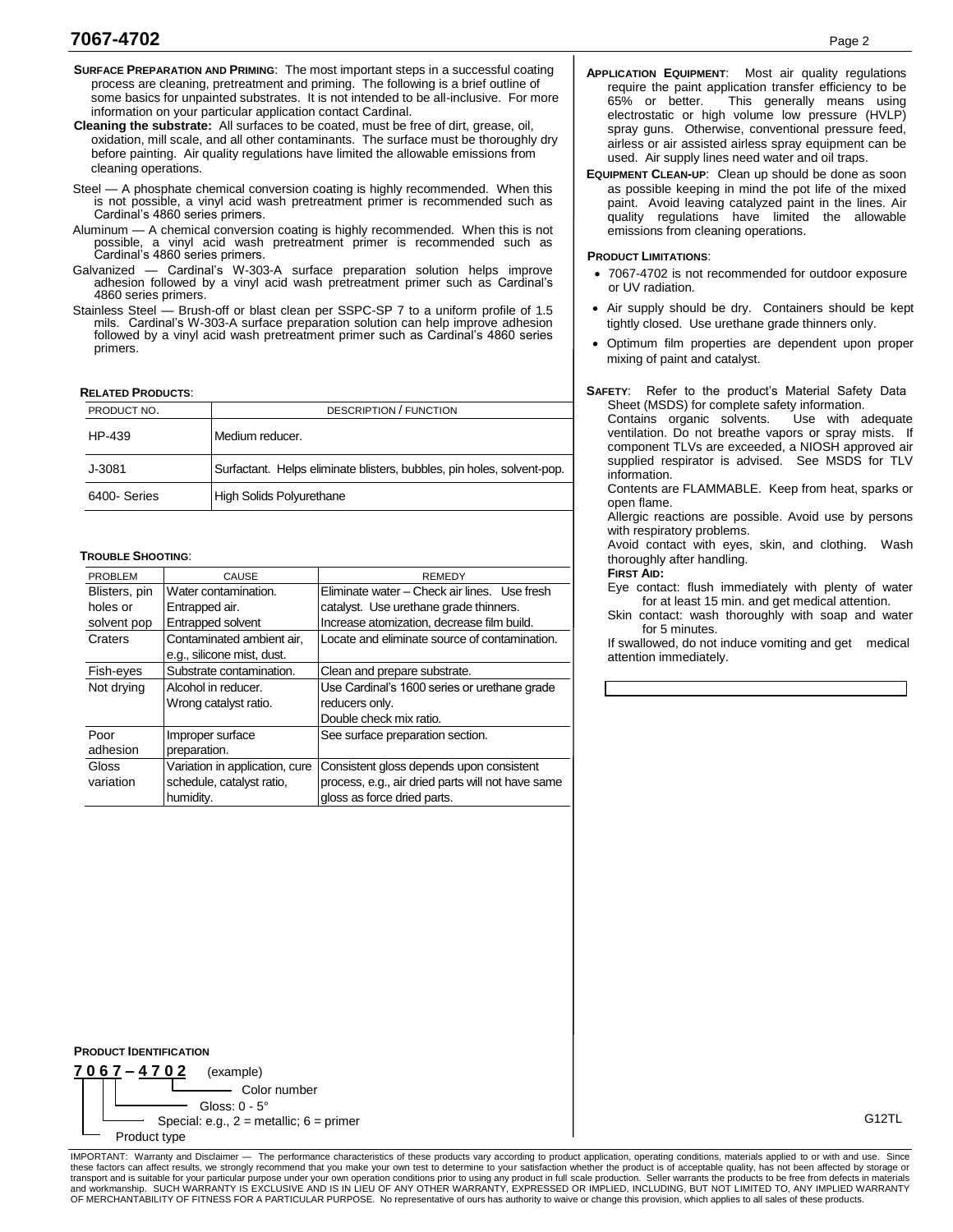**SURFACE PREPARATION AND PRIMING**: The most important steps in a successful coating process are cleaning, pretreatment and priming. The following is a brief outline of some basics for unpainted substrates. It is not intended to be all-inclusive. For more information on your particular application contact Cardinal.

**Cleaning the substrate:** All surfaces to be coated, must be free of dirt, grease, oil, oxidation, mill scale, and all other contaminants. The surface must be thoroughly dry before painting. Air quality regulations have limited the allowable emissions from cleaning operations.

Steel — A phosphate chemical conversion coating is highly recommended. When this is not possible, a vinyl acid wash pretreatment primer is recommended such as Cardinal's 4860 series primers.

Aluminum — A chemical conversion coating is highly recommended. When this is not possible, a vinyl acid wash pretreatment primer is recommended such as Cardinal's 4860 series primers.

Galvanized — Cardinal's W-303-A surface preparation solution helps improve adhesion followed by a vinyl acid wash pretreatment primer such as Cardinal's 4860 series primers.

Stainless Steel — Brush-off or blast clean per SSPC-SP 7 to a uniform profile of 1.5 mils. Cardinal's W-303-A surface preparation solution can help improve adhesion followed by a vinyl acid wash pretreatment primer such as Cardinal's 4860 series primers.

**RELATED PRODUCTS**:

| PRODUCT NO. | DESCRIPTION / FUNCTION |
|---|---|
| HP-439 | Medium reducer. |
| J-3081 | Surfactant. Helps eliminate blisters, bubbles, pin holes, solvent-pop. |
| 6400- Series | High Solids Polyurethane |

**TROUBLE SHOOTING**:

| PROBLEM | CAUSE | REMEDY |
|---|---|---|
| Blisters, pin holes or solvent pop | Water contamination. Entrapped air. Entrapped solvent | Eliminate water – Check air lines. Use fresh catalyst. Use urethane grade thinners. Increase atomization, decrease film build. |
| Craters | Contaminated ambient air, e.g., silicone mist, dust. | Locate and eliminate source of contamination. |
| Fish-eyes | Substrate contamination. | Clean and prepare substrate. |
| Not drying | Alcohol in reducer. Wrong catalyst ratio. | Use Cardinal's 1600 series or urethane grade reducers only. Double check mix ratio. |
| Poor adhesion | Improper surface preparation. | See surface preparation section. |
| Gloss variation | Variation in application, cure schedule, catalyst ratio, humidity. | Consistent gloss depends upon consistent process, e.g., air dried parts will not have same gloss as force dried parts. |

**PRODUCT IDENTIFICATION**

**7067 – 4702** (example)

- 7 — Product type
- 0 — Special: e.g., 2 = metallic; 6 = primer
- 6 — Gloss: 0 - 5°
- 7 – 4702 — Color number

**APPLICATION EQUIPMENT**: Most air quality regulations require the paint application transfer efficiency to be 65% or better. This generally means using electrostatic or high volume low pressure (HVLP) spray guns. Otherwise, conventional pressure feed, airless or air assisted airless spray equipment can be used. Air supply lines need water and oil traps.

**EQUIPMENT CLEAN-UP**: Clean up should be done as soon as possible keeping in mind the pot life of the mixed paint. Avoid leaving catalyzed paint in the lines. Air quality regulations have limited the allowable emissions from cleaning operations.

**PRODUCT LIMITATIONS**:

- 7067-4702 is not recommended for outdoor exposure or UV radiation.
- Air supply should be dry. Containers should be kept tightly closed. Use urethane grade thinners only.
- Optimum film properties are dependent upon proper mixing of paint and catalyst.

**SAFETY**: Refer to the product's Material Safety Data Sheet (MSDS) for complete safety information.

Contains organic solvents. Use with adequate ventilation. Do not breathe vapors or spray mists. If component TLVs are exceeded, a NIOSH approved air supplied respirator is advised. See MSDS for TLV information.

Contents are FLAMMABLE. Keep from heat, sparks or open flame.

Allergic reactions are possible. Avoid use by persons with respiratory problems.

Avoid contact with eyes, skin, and clothing. Wash thoroughly after handling.

**FIRST AID:**

Eye contact: flush immediately with plenty of water for at least 15 min. and get medical attention.

Skin contact: wash thoroughly with soap and water for 5 minutes.

If swallowed, do not induce vomiting and get medical attention immediately.

G12TL

IMPORTANT: Warranty and Disclaimer — The performance characteristics of these products vary according to product application, operating conditions, materials applied to or with and use. Since these factors can affect results, we strongly recommend that you make your own test to determine to your satisfaction whether the product is of acceptable quality, has not been affected by storage or transport and is suitable for your particular purpose under your own operation conditions prior to using any product in full scale production. Seller warrants the products to be free from defects in materials and workmanship. SUCH WARRANTY IS EXCLUSIVE AND IS IN LIEU OF ANY OTHER WARRANTY, EXPRESSED OR IMPLIED, INCLUDING, BUT NOT LIMITED TO, ANY IMPLIED WARRANTY OF MERCHANTABILITY OF FITNESS FOR A PARTICULAR PURPOSE. No representative of ours has authority to waive or change this provision, which applies to all sales of these products.